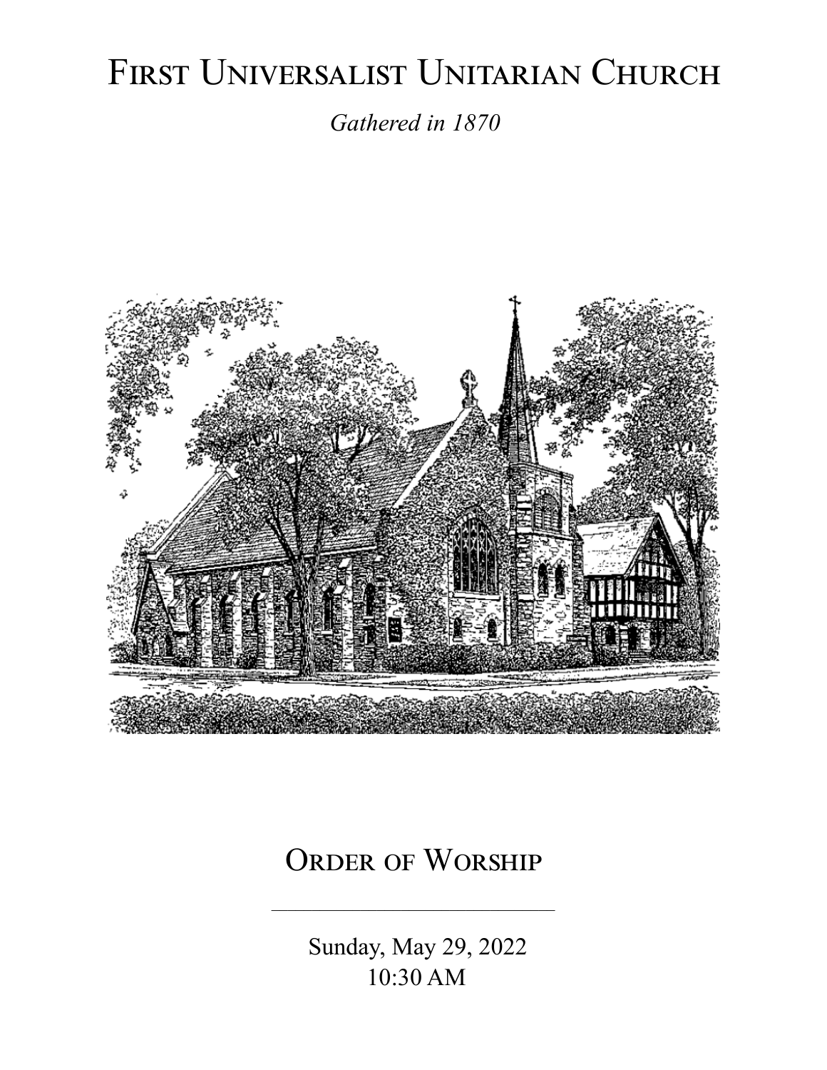# First Universalist Unitarian Church

*Gathered in 1870*

## Order of Worship

---

Sunday, May 29, 2022

10:30 AM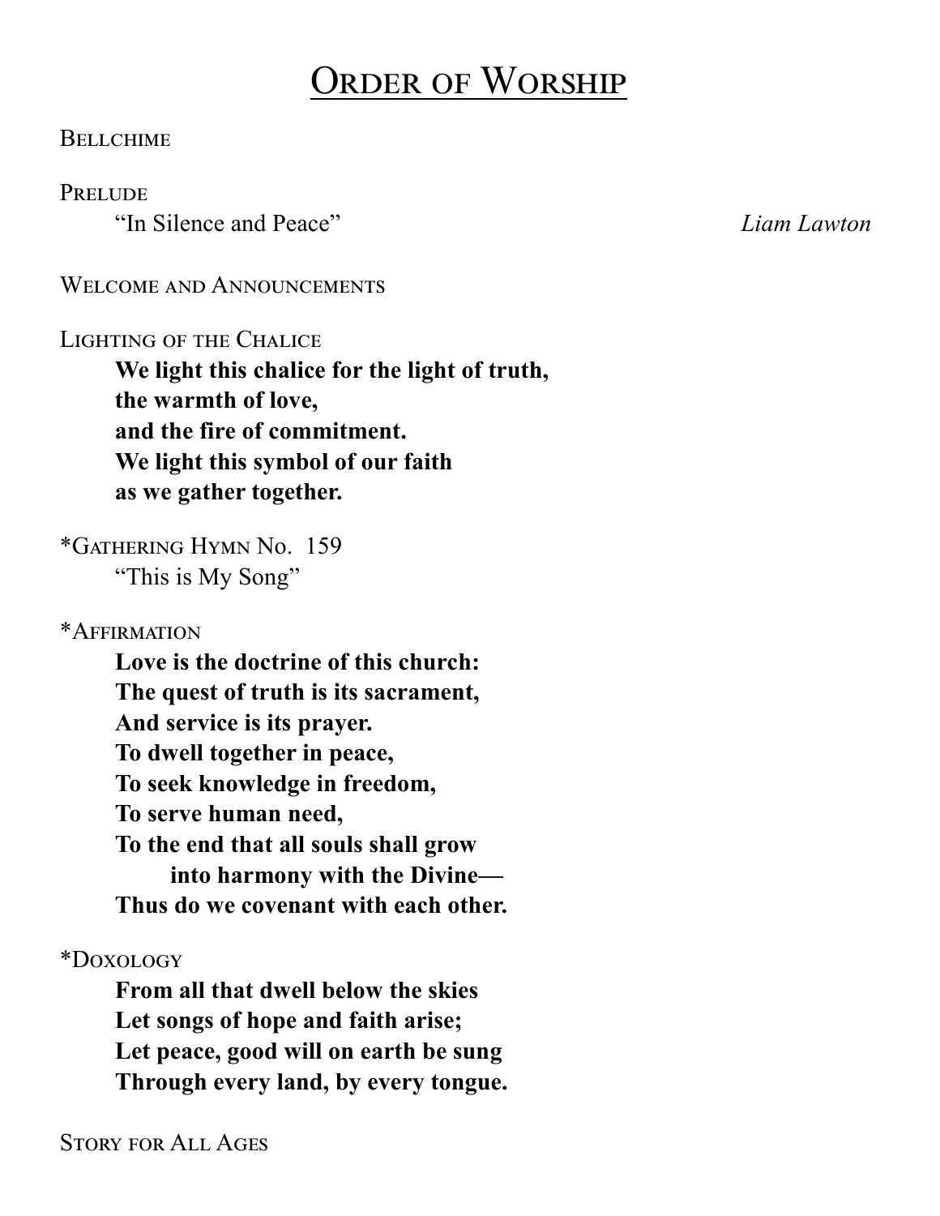# Order of Worship

Bellchime

Prelude

"In Silence and Peace" *Liam Lawton*

Welcome and Announcements

Lighting of the Chalice

**We light this chalice for the light of truth,**
**the warmth of love,**
**and the fire of commitment.**
**We light this symbol of our faith**
**as we gather together.**

*Gathering Hymn No. 159

"This is My Song"

*Affirmation

**Love is the doctrine of this church:**
**The quest of truth is its sacrament,**
**And service is its prayer.**
**To dwell together in peace,**
**To seek knowledge in freedom,**
**To serve human need,**
**To the end that all souls shall grow**
**into harmony with the Divine—**
**Thus do we covenant with each other.**

*Doxology

**From all that dwell below the skies**
**Let songs of hope and faith arise;**
**Let peace, good will on earth be sung**
**Through every land, by every tongue.**

Story for All Ages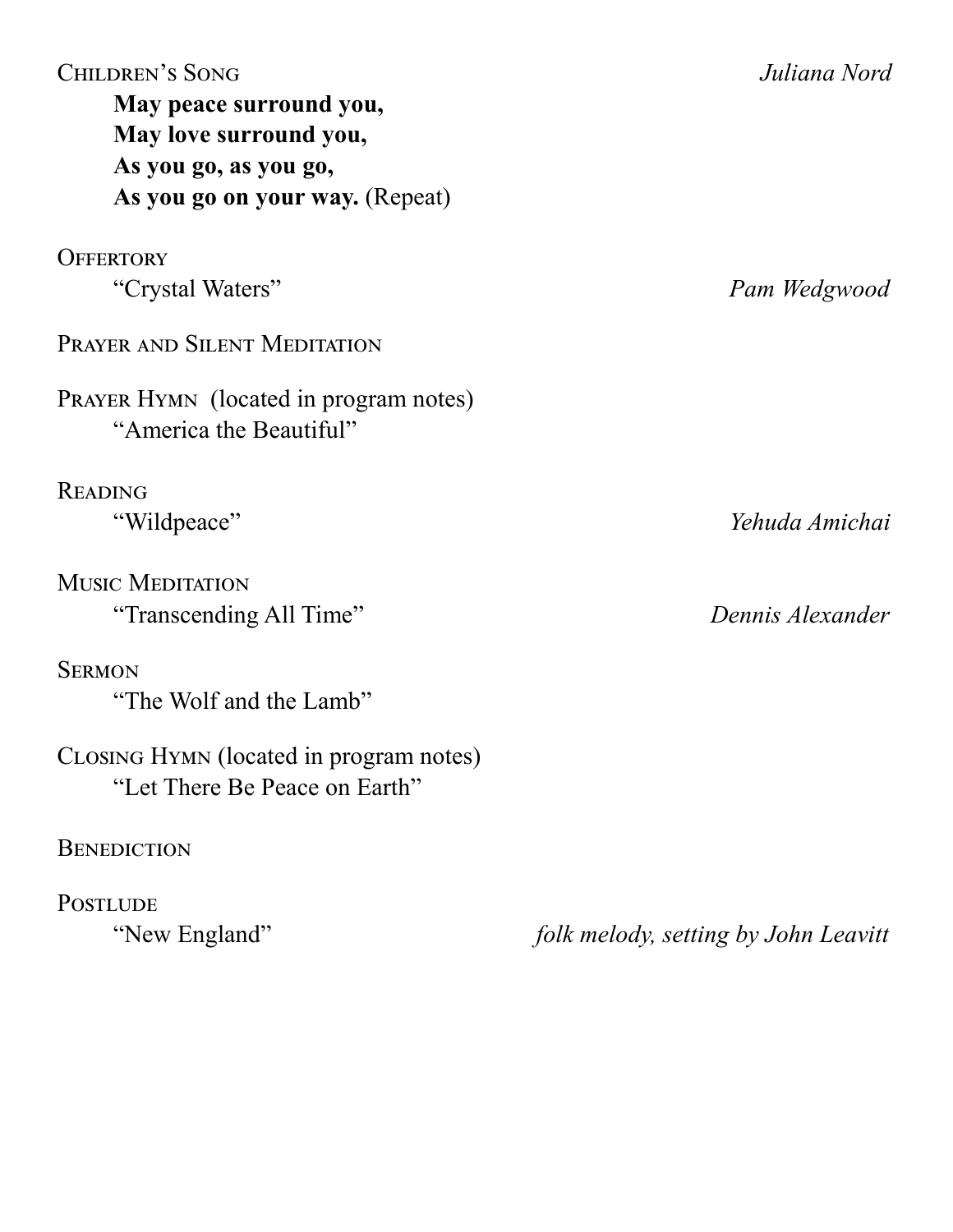Children's Song *Juliana Nord*

**May peace surround you,**
**May love surround you,**
**As you go, as you go,**
**As you go on your way.** (Repeat)

Offertory

"Crystal Waters" *Pam Wedgwood*

Prayer and Silent Meditation

Prayer Hymn (located in program notes)

"America the Beautiful"

Reading

"Wildpeace" *Yehuda Amichai*

Music Meditation

"Transcending All Time" *Dennis Alexander*

Sermon

"The Wolf and the Lamb"

Closing Hymn (located in program notes)

"Let There Be Peace on Earth"

Benediction

Postlude

"New England" *folk melody, setting by John Leavitt*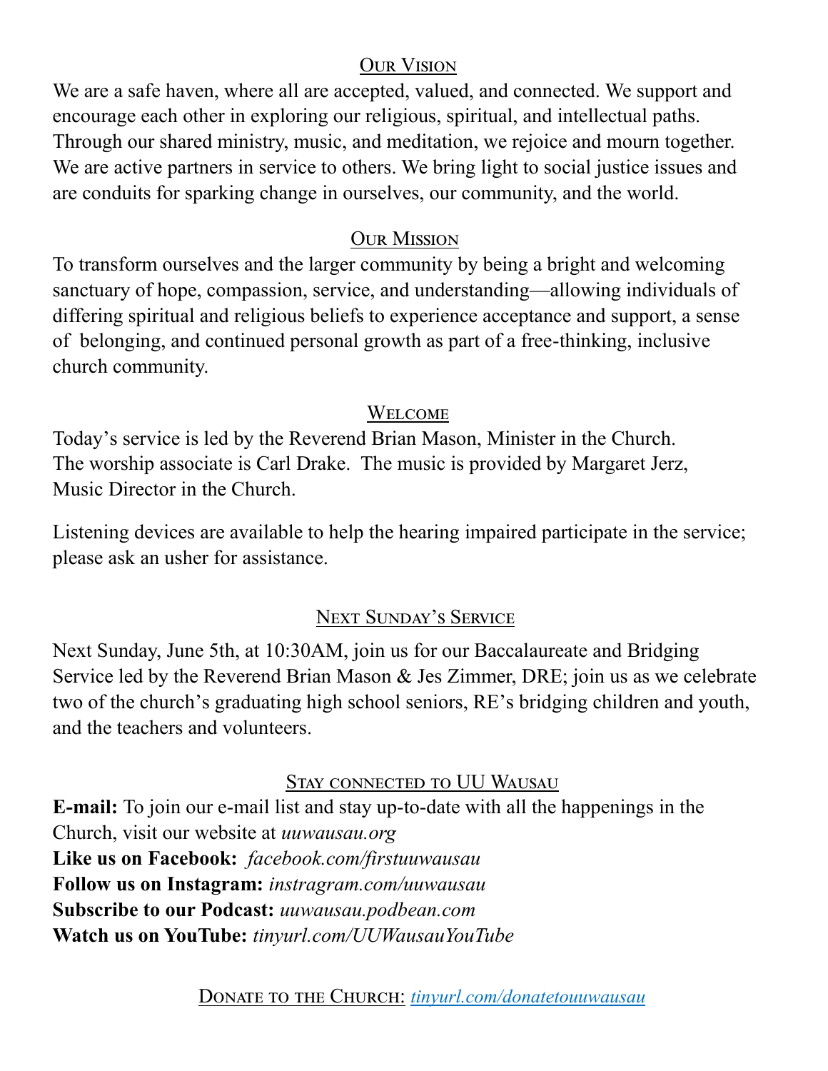## Our Vision

We are a safe haven, where all are accepted, valued, and connected. We support and encourage each other in exploring our religious, spiritual, and intellectual paths. Through our shared ministry, music, and meditation, we rejoice and mourn together. We are active partners in service to others. We bring light to social justice issues and are conduits for sparking change in ourselves, our community, and the world.

## Our Mission

To transform ourselves and the larger community by being a bright and welcoming sanctuary of hope, compassion, service, and understanding—allowing individuals of differing spiritual and religious beliefs to experience acceptance and support, a sense of belonging, and continued personal growth as part of a free-thinking, inclusive church community.

## Welcome

Today's service is led by the Reverend Brian Mason, Minister in the Church. The worship associate is Carl Drake. The music is provided by Margaret Jerz, Music Director in the Church.

Listening devices are available to help the hearing impaired participate in the service; please ask an usher for assistance.

## Next Sunday's Service

Next Sunday, June 5th, at 10:30AM, join us for our Baccalaureate and Bridging Service led by the Reverend Brian Mason & Jes Zimmer, DRE; join us as we celebrate two of the church's graduating high school seniors, RE's bridging children and youth, and the teachers and volunteers.

## Stay connected to UU Wausau

**E-mail:** To join our e-mail list and stay up-to-date with all the happenings in the Church, visit our website at *uuwausau.org*
**Like us on Facebook:** *facebook.com/firstuuwausau*
**Follow us on Instagram:** *instragram.com/uuwausau*
**Subscribe to our Podcast:** *uuwausau.podbean.com*
**Watch us on YouTube:** *tinyurl.com/UUWausauYouTube*

Donate to the Church: *tinyurl.com/donatetouuwausau*